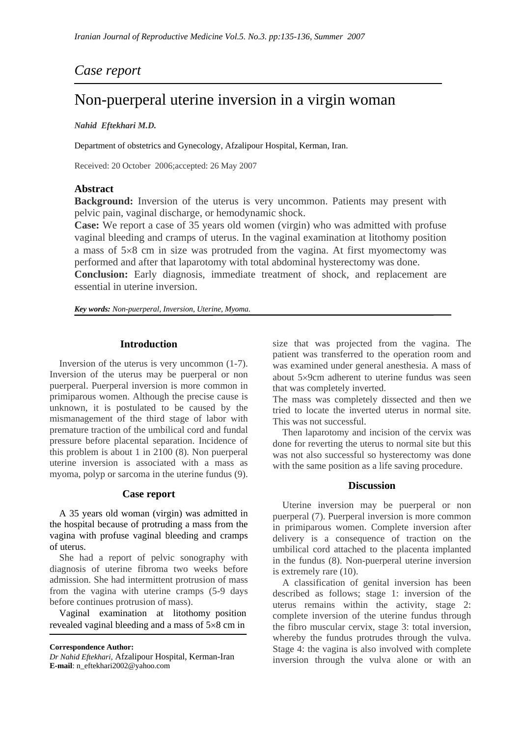## *Case report*

# Non-puerperal uterine inversion in a virgin woman

***Nahid Eftekhari M.D.***

Department of obstetrics and Gynecology, Afzalipour Hospital, Kerman, Iran.

Received: 20 October 2006;accepted: 26 May 2007

### Abstract

**Background:** Inversion of the uterus is very uncommon. Patients may present with pelvic pain, vaginal discharge, or hemodynamic shock.

**Case:** We report a case of 35 years old women (virgin) who was admitted with profuse vaginal bleeding and cramps of uterus. In the vaginal examination at litothomy position a mass of 5×8 cm in size was protruded from the vagina. At first myomectomy was performed and after that laparotomy with total abdominal hysterectomy was done.

**Conclusion:** Early diagnosis, immediate treatment of shock, and replacement are essential in uterine inversion.

***Key words:*** *Non-puerperal, Inversion, Uterine, Myoma.*

### Introduction

Inversion of the uterus is very uncommon (1-7). Inversion of the uterus may be puerperal or non puerperal. Puerperal inversion is more common in primiparous women. Although the precise cause is unknown, it is postulated to be caused by the mismanagement of the third stage of labor with premature traction of the umbilical cord and fundal pressure before placental separation. Incidence of this problem is about 1 in 2100 (8). Non puerperal uterine inversion is associated with a mass as myoma, polyp or sarcoma in the uterine fundus (9).

### Case report

A 35 years old woman (virgin) was admitted in the hospital because of protruding a mass from the vagina with profuse vaginal bleeding and cramps of uterus.

She had a report of pelvic sonography with diagnosis of uterine fibroma two weeks before admission. She had intermittent protrusion of mass from the vagina with uterine cramps (5-9 days before continues protrusion of mass).

Vaginal examination at litothomy position revealed vaginal bleeding and a mass of 5×8 cm in size that was projected from the vagina. The patient was transferred to the operation room and was examined under general anesthesia. A mass of about 5×9cm adherent to uterine fundus was seen that was completely inverted.

The mass was completely dissected and then we tried to locate the inverted uterus in normal site. This was not successful.

Then laparotomy and incision of the cervix was done for reverting the uterus to normal site but this was not also successful so hysterectomy was done with the same position as a life saving procedure.

### Discussion

Uterine inversion may be puerperal or non puerperal (7). Puerperal inversion is more common in primiparous women. Complete inversion after delivery is a consequence of traction on the umbilical cord attached to the placenta implanted in the fundus (8). Non-puerperal uterine inversion is extremely rare (10).

A classification of genital inversion has been described as follows; stage 1: inversion of the uterus remains within the activity, stage 2: complete inversion of the uterine fundus through the fibro muscular cervix, stage 3: total inversion, whereby the fundus protrudes through the vulva. Stage 4: the vagina is also involved with complete inversion through the vulva alone or with an

---

**Correspondence Author:**
*Dr Nahid Eftekhari,* Afzalipour Hospital, Kerman-Iran
**E-mail**: n_eftekhari2002@yahoo.com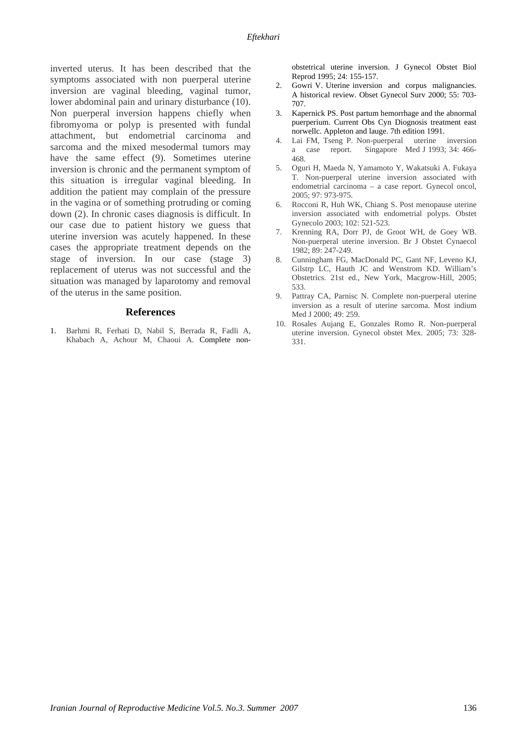inverted uterus. It has been described that the symptoms associated with non puerperal uterine inversion are vaginal bleeding, vaginal tumor, lower abdominal pain and urinary disturbance (10). Non puerperal inversion happens chiefly when fibromyoma or polyp is presented with fundal attachment, but endometrial carcinoma and sarcoma and the mixed mesodermal tumors may have the same effect (9). Sometimes uterine inversion is chronic and the permanent symptom of this situation is irregular vaginal bleeding. In addition the patient may complain of the pressure in the vagina or of something protruding or coming down (2). In chronic cases diagnosis is difficult. In our case due to patient history we guess that uterine inversion was acutely happened. In these cases the appropriate treatment depends on the stage of inversion. In our case (stage 3) replacement of uterus was not successful and the situation was managed by laparotomy and removal of the uterus in the same position.

## References

1. Barhmi R, Ferhati D, Nabil S, Berrada R, Fadli A, Khabach A, Achour M, Chaoui A. Complete non-obstetrical uterine inversion. J Gynecol Obstet Biol Reprod 1995; 24: 155-157.
2. Gowri V. Uterine inversion and corpus malignancies. A historical review. Obset Gynecol Surv 2000; 55: 703-707.
3. Kapernick PS. Post partum hemorrhage and the abnormal puerperium. Current Obs Cyn Diognosis treatment east norwellc. Appleton and lauge. 7th edition 1991.
4. Lai FM, Tseng P. Non-puerperal uterine inversion a case report. Singapore Med J 1993; 34: 466-468.
5. Oguri H, Maeda N, Yamamoto Y, Wakatsuki A. Fukaya T. Non-puerperal uterine inversion associated with endometrial carcinoma – a case report. Gynecol oncol, 2005; 97: 973-975.
6. Rocconi R, Huh WK, Chiang S. Post menopause uterine inversion associated with endometrial polyps. Obstet Gynecolo 2003; 102: 521-523.
7. Krenning RA, Dorr PJ, de Groot WH, de Goey WB. Non-puerperal uterine inversion. Br J Obstet Cynaecol 1982; 89: 247-249.
8. Cunningham FG, MacDonald PC, Gant NF, Leveno KJ, Gilstrp LC, Hauth JC and Wenstrom KD. William's Obstetrics. 21st ed., New York, Macgrow-Hill, 2005; 533.
9. Pattray CA, Parnisc N. Complete non-puerperal uterine inversion as a result of uterine sarcoma. Most indium Med J 2000; 49: 259.
10. Rosales Aujang E, Gonzales Romo R. Non-puerperal uterine inversion. Gynecol obstet Mex. 2005; 73: 328-331.